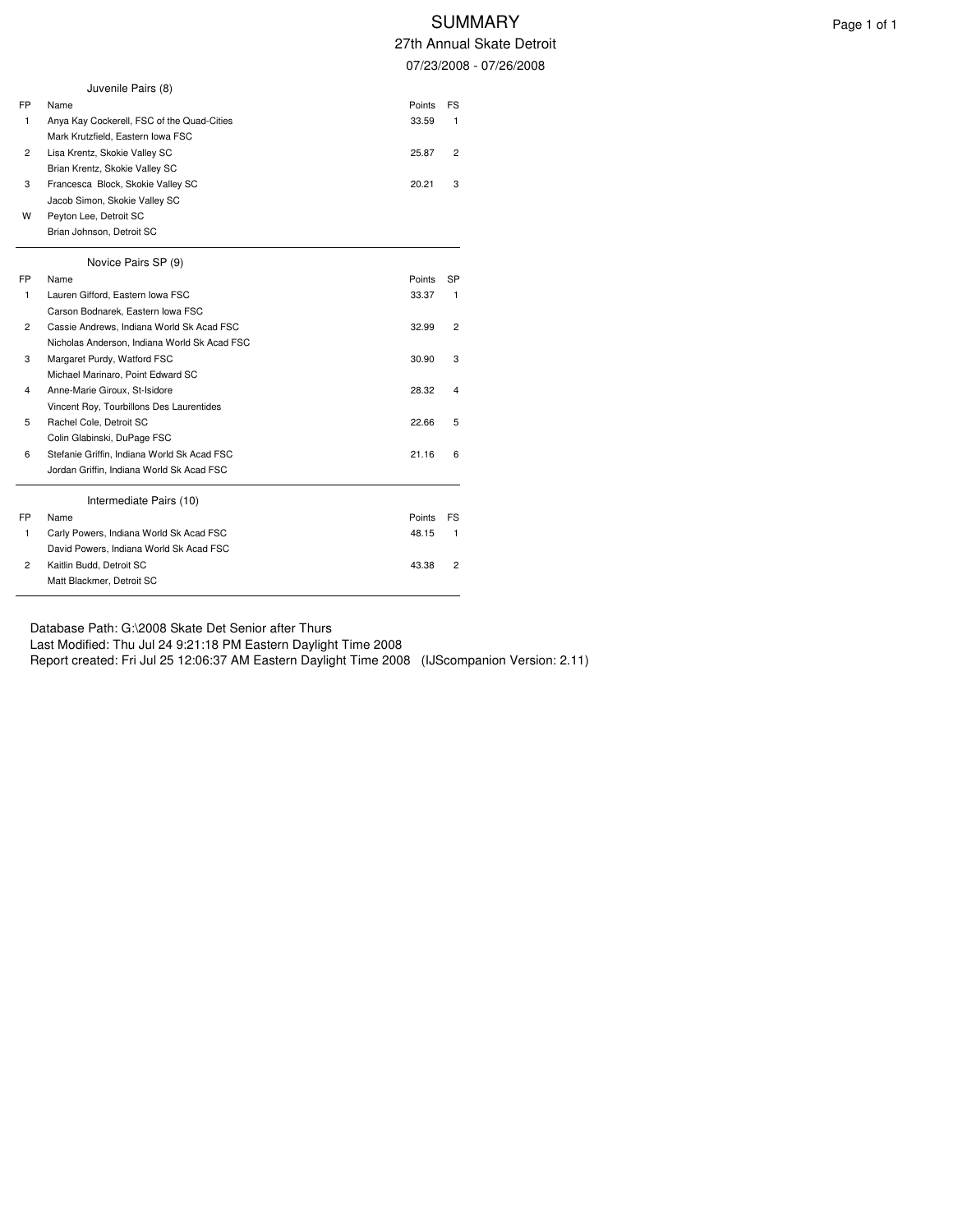# SUMMARY

## 27th Annual Skate Detroit

07/23/2008 - 07/26/2008

### Juvenile Pairs (8)

| FP | Name | Points | FS |
|---|---|---|---|
| 1 | Anya Kay Cockerell, FSC of the Quad-Cities | 33.59 | 1 |
| | Mark Krutzfield, Eastern Iowa FSC | | |
| 2 | Lisa Krentz, Skokie Valley SC | 25.87 | 2 |
| | Brian Krentz, Skokie Valley SC | | |
| 3 | Francesca Block, Skokie Valley SC | 20.21 | 3 |
| | Jacob Simon, Skokie Valley SC | | |
| W | Peyton Lee, Detroit SC | | |
| | Brian Johnson, Detroit SC | | |

### Novice Pairs SP (9)

| FP | Name | Points | SP |
|---|---|---|---|
| 1 | Lauren Gifford, Eastern Iowa FSC | 33.37 | 1 |
| | Carson Bodnarek, Eastern Iowa FSC | | |
| 2 | Cassie Andrews, Indiana World Sk Acad FSC | 32.99 | 2 |
| | Nicholas Anderson, Indiana World Sk Acad FSC | | |
| 3 | Margaret Purdy, Watford FSC | 30.90 | 3 |
| | Michael Marinaro, Point Edward SC | | |
| 4 | Anne-Marie Giroux, St-Isidore | 28.32 | 4 |
| | Vincent Roy, Tourbillons Des Laurentides | | |
| 5 | Rachel Cole, Detroit SC | 22.66 | 5 |
| | Colin Glabinski, DuPage FSC | | |
| 6 | Stefanie Griffin, Indiana World Sk Acad FSC | 21.16 | 6 |
| | Jordan Griffin, Indiana World Sk Acad FSC | | |

### Intermediate Pairs (10)

| FP | Name | Points | FS |
|---|---|---|---|
| 1 | Carly Powers, Indiana World Sk Acad FSC | 48.15 | 1 |
| | David Powers, Indiana World Sk Acad FSC | | |
| 2 | Kaitlin Budd, Detroit SC | 43.38 | 2 |
| | Matt Blackmer, Detroit SC | | |

Database Path: G:\2008 Skate Det Senior after Thurs
Last Modified: Thu Jul 24 9:21:18 PM Eastern Daylight Time 2008
Report created: Fri Jul 25 12:06:37 AM Eastern Daylight Time 2008 (IJScompanion Version: 2.11)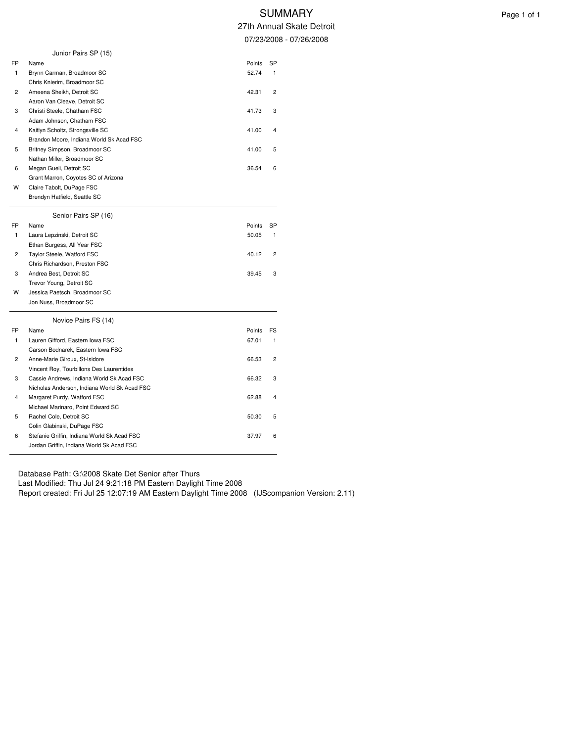# SUMMARY

## 27th Annual Skate Detroit

07/23/2008 - 07/26/2008

### Junior Pairs SP (15)

| FP | Name | Points | SP |
|---|---|---|---|
| 1 | Brynn Carman, Broadmoor SC<br>Chris Knierim, Broadmoor SC | 52.74 | 1 |
| 2 | Ameena Sheikh, Detroit SC<br>Aaron Van Cleave, Detroit SC | 42.31 | 2 |
| 3 | Christi Steele, Chatham FSC<br>Adam Johnson, Chatham FSC | 41.73 | 3 |
| 4 | Kaitlyn Scholtz, Strongsville SC<br>Brandon Moore, Indiana World Sk Acad FSC | 41.00 | 4 |
| 5 | Britney Simpson, Broadmoor SC<br>Nathan Miller, Broadmoor SC | 41.00 | 5 |
| 6 | Megan Gueli, Detroit SC<br>Grant Marron, Coyotes SC of Arizona | 36.54 | 6 |
| W | Claire Tabolt, DuPage FSC<br>Brendyn Hatfield, Seattle SC | | |

### Senior Pairs SP (16)

| FP | Name | Points | SP |
|---|---|---|---|
| 1 | Laura Lepzinski, Detroit SC<br>Ethan Burgess, All Year FSC | 50.05 | 1 |
| 2 | Taylor Steele, Watford FSC<br>Chris Richardson, Preston FSC | 40.12 | 2 |
| 3 | Andrea Best, Detroit SC<br>Trevor Young, Detroit SC | 39.45 | 3 |
| W | Jessica Paetsch, Broadmoor SC<br>Jon Nuss, Broadmoor SC | | |

### Novice Pairs FS (14)

| FP | Name | Points | FS |
|---|---|---|---|
| 1 | Lauren Gifford, Eastern Iowa FSC<br>Carson Bodnarek, Eastern Iowa FSC | 67.01 | 1 |
| 2 | Anne-Marie Giroux, St-Isidore<br>Vincent Roy, Tourbillons Des Laurentides | 66.53 | 2 |
| 3 | Cassie Andrews, Indiana World Sk Acad FSC<br>Nicholas Anderson, Indiana World Sk Acad FSC | 66.32 | 3 |
| 4 | Margaret Purdy, Watford FSC<br>Michael Marinaro, Point Edward SC | 62.88 | 4 |
| 5 | Rachel Cole, Detroit SC<br>Colin Glabinski, DuPage FSC | 50.30 | 5 |
| 6 | Stefanie Griffin, Indiana World Sk Acad FSC<br>Jordan Griffin, Indiana World Sk Acad FSC | 37.97 | 6 |

Database Path: G:\2008 Skate Det Senior after Thurs
Last Modified: Thu Jul 24 9:21:18 PM Eastern Daylight Time 2008
Report created: Fri Jul 25 12:07:19 AM Eastern Daylight Time 2008 (IJScompanion Version: 2.11)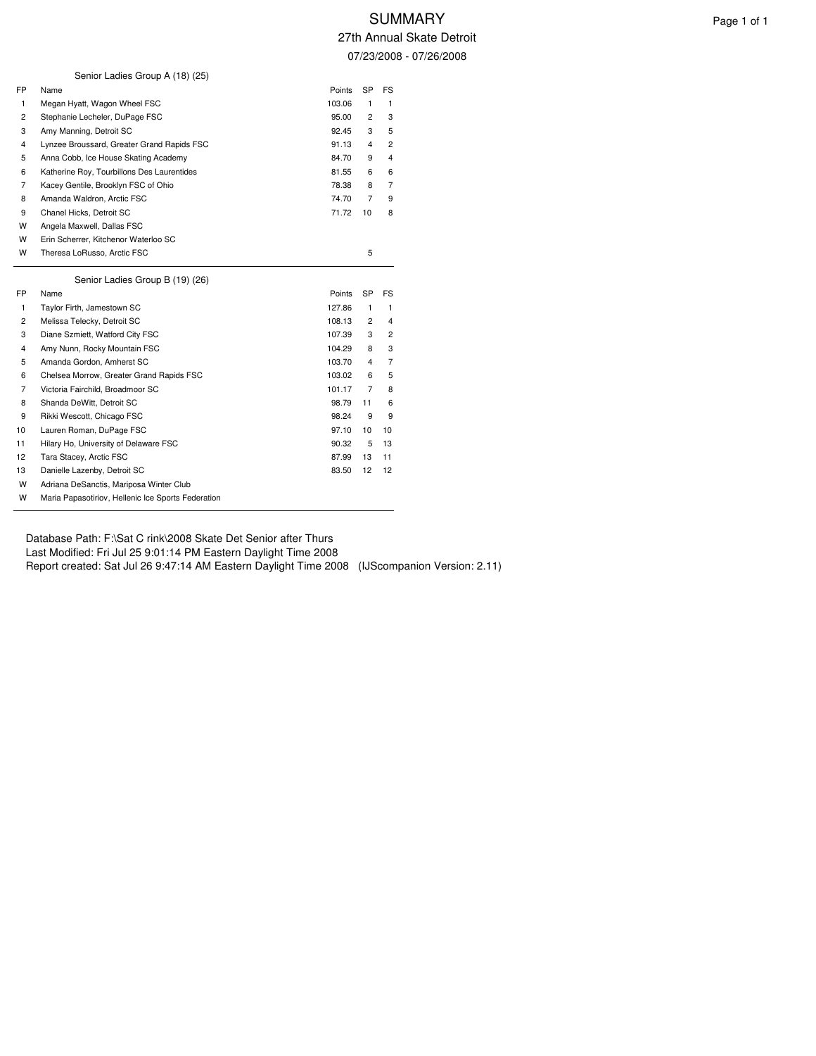# SUMMARY

## 27th Annual Skate Detroit

07/23/2008 - 07/26/2008

### Senior Ladies Group A (18) (25)

| FP | Name | Points | SP | FS |
|---|---|---|---|---|
| 1 | Megan Hyatt, Wagon Wheel FSC | 103.06 | 1 | 1 |
| 2 | Stephanie Lecheler, DuPage FSC | 95.00 | 2 | 3 |
| 3 | Amy Manning, Detroit SC | 92.45 | 3 | 5 |
| 4 | Lynzee Broussard, Greater Grand Rapids FSC | 91.13 | 4 | 2 |
| 5 | Anna Cobb, Ice House Skating Academy | 84.70 | 9 | 4 |
| 6 | Katherine Roy, Tourbillons Des Laurentides | 81.55 | 6 | 6 |
| 7 | Kacey Gentile, Brooklyn FSC of Ohio | 78.38 | 8 | 7 |
| 8 | Amanda Waldron, Arctic FSC | 74.70 | 7 | 9 |
| 9 | Chanel Hicks, Detroit SC | 71.72 | 10 | 8 |
| W | Angela Maxwell, Dallas FSC | | | |
| W | Erin Scherrer, Kitchenor Waterloo SC | | | |
| W | Theresa LoRusso, Arctic FSC | | 5 | |

### Senior Ladies Group B (19) (26)

| FP | Name | Points | SP | FS |
|---|---|---|---|---|
| 1 | Taylor Firth, Jamestown SC | 127.86 | 1 | 1 |
| 2 | Melissa Telecky, Detroit SC | 108.13 | 2 | 4 |
| 3 | Diane Szmiett, Watford City FSC | 107.39 | 3 | 2 |
| 4 | Amy Nunn, Rocky Mountain FSC | 104.29 | 8 | 3 |
| 5 | Amanda Gordon, Amherst SC | 103.70 | 4 | 7 |
| 6 | Chelsea Morrow, Greater Grand Rapids FSC | 103.02 | 6 | 5 |
| 7 | Victoria Fairchild, Broadmoor SC | 101.17 | 7 | 8 |
| 8 | Shanda DeWitt, Detroit SC | 98.79 | 11 | 6 |
| 9 | Rikki Wescott, Chicago FSC | 98.24 | 9 | 9 |
| 10 | Lauren Roman, DuPage FSC | 97.10 | 10 | 10 |
| 11 | Hilary Ho, University of Delaware FSC | 90.32 | 5 | 13 |
| 12 | Tara Stacey, Arctic FSC | 87.99 | 13 | 11 |
| 13 | Danielle Lazenby, Detroit SC | 83.50 | 12 | 12 |
| W | Adriana DeSanctis, Mariposa Winter Club | | | |
| W | Maria Papasotiriov, Hellenic Ice Sports Federation | | | |

Database Path: F:\Sat C rink\2008 Skate Det Senior after Thurs
Last Modified: Fri Jul 25 9:01:14 PM Eastern Daylight Time 2008
Report created: Sat Jul 26 9:47:14 AM Eastern Daylight Time 2008 (IJScompanion Version: 2.11)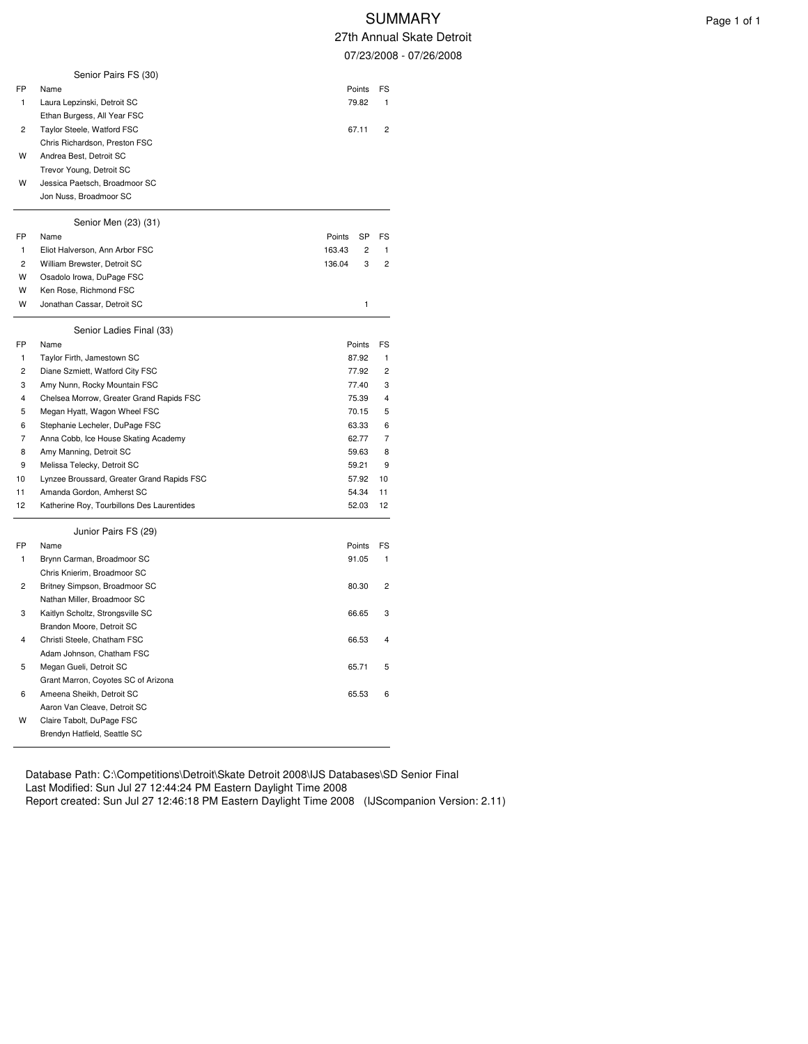# SUMMARY

## 27th Annual Skate Detroit

07/23/2008 - 07/26/2008

### Senior Pairs FS (30)

| FP | Name | Points | FS |
|---|---|---|---|
| 1 | Laura Lepzinski, Detroit SC | 79.82 | 1 |
| | Ethan Burgess, All Year FSC | | |
| 2 | Taylor Steele, Watford FSC | 67.11 | 2 |
| | Chris Richardson, Preston FSC | | |
| W | Andrea Best, Detroit SC | | |
| | Trevor Young, Detroit SC | | |
| W | Jessica Paetsch, Broadmoor SC | | |
| | Jon Nuss, Broadmoor SC | | |

### Senior Men (23) (31)

| FP | Name | Points | SP | FS |
|---|---|---|---|---|
| 1 | Eliot Halverson, Ann Arbor FSC | 163.43 | 2 | 1 |
| 2 | William Brewster, Detroit SC | 136.04 | 3 | 2 |
| W | Osadolo Irowa, DuPage FSC | | | |
| W | Ken Rose, Richmond FSC | | | |
| W | Jonathan Cassar, Detroit SC | | 1 | |

### Senior Ladies Final (33)

| FP | Name | Points | FS |
|---|---|---|---|
| 1 | Taylor Firth, Jamestown SC | 87.92 | 1 |
| 2 | Diane Szmiett, Watford City FSC | 77.92 | 2 |
| 3 | Amy Nunn, Rocky Mountain FSC | 77.40 | 3 |
| 4 | Chelsea Morrow, Greater Grand Rapids FSC | 75.39 | 4 |
| 5 | Megan Hyatt, Wagon Wheel FSC | 70.15 | 5 |
| 6 | Stephanie Lecheler, DuPage FSC | 63.33 | 6 |
| 7 | Anna Cobb, Ice House Skating Academy | 62.77 | 7 |
| 8 | Amy Manning, Detroit SC | 59.63 | 8 |
| 9 | Melissa Telecky, Detroit SC | 59.21 | 9 |
| 10 | Lynzee Broussard, Greater Grand Rapids FSC | 57.92 | 10 |
| 11 | Amanda Gordon, Amherst SC | 54.34 | 11 |
| 12 | Katherine Roy, Tourbillons Des Laurentides | 52.03 | 12 |

### Junior Pairs FS (29)

| FP | Name | Points | FS |
|---|---|---|---|
| 1 | Brynn Carman, Broadmoor SC | 91.05 | 1 |
| | Chris Knierim, Broadmoor SC | | |
| 2 | Britney Simpson, Broadmoor SC | 80.30 | 2 |
| | Nathan Miller, Broadmoor SC | | |
| 3 | Kaitlyn Scholtz, Strongsville SC | 66.65 | 3 |
| | Brandon Moore, Detroit SC | | |
| 4 | Christi Steele, Chatham FSC | 66.53 | 4 |
| | Adam Johnson, Chatham FSC | | |
| 5 | Megan Gueli, Detroit SC | 65.71 | 5 |
| | Grant Marron, Coyotes SC of Arizona | | |
| 6 | Ameena Sheikh, Detroit SC | 65.53 | 6 |
| | Aaron Van Cleave, Detroit SC | | |
| W | Claire Tabolt, DuPage FSC | | |
| | Brendyn Hatfield, Seattle SC | | |

Database Path: C:\Competitions\Detroit\Skate Detroit 2008\IJS Databases\SD Senior Final
Last Modified: Sun Jul 27 12:44:24 PM Eastern Daylight Time 2008
Report created: Sun Jul 27 12:46:18 PM Eastern Daylight Time 2008 (IJScompanion Version: 2.11)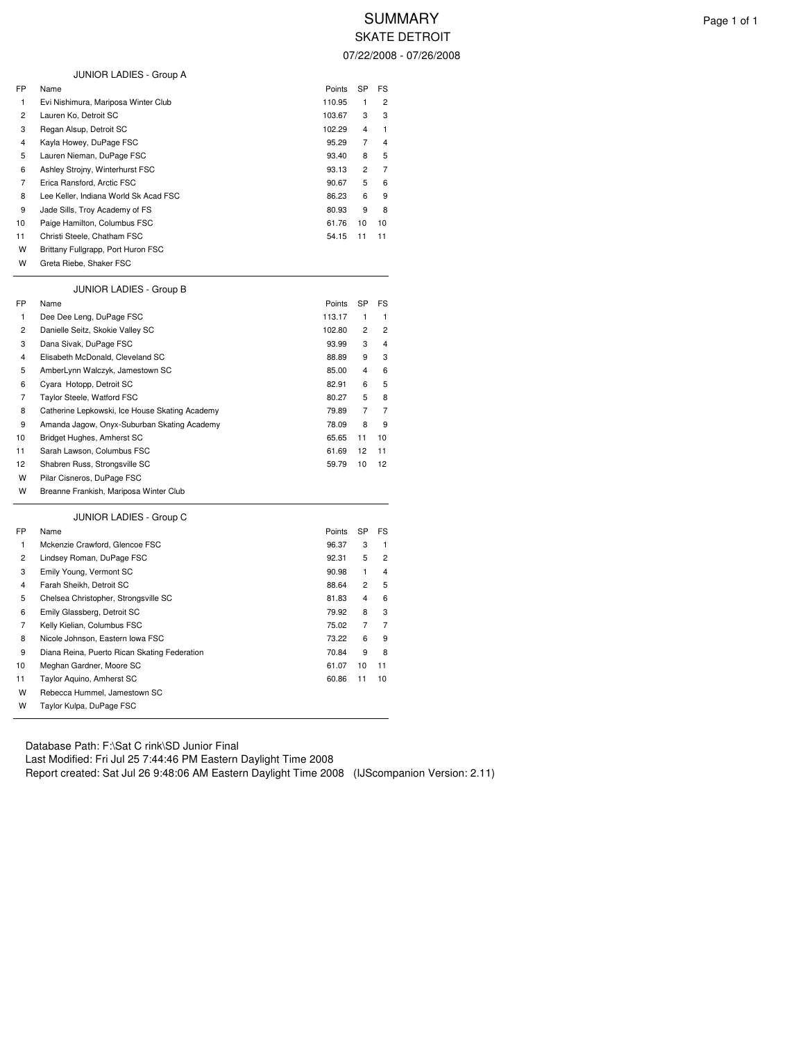# SUMMARY

## SKATE DETROIT

07/22/2008 - 07/26/2008

### JUNIOR LADIES - Group A

| FP | Name | Points | SP | FS |
|---|---|---|---|---|
| 1 | Evi Nishimura, Mariposa Winter Club | 110.95 | 1 | 2 |
| 2 | Lauren Ko, Detroit SC | 103.67 | 3 | 3 |
| 3 | Regan Alsup, Detroit SC | 102.29 | 4 | 1 |
| 4 | Kayla Howey, DuPage FSC | 95.29 | 7 | 4 |
| 5 | Lauren Nieman, DuPage FSC | 93.40 | 8 | 5 |
| 6 | Ashley Strojny, Winterhurst FSC | 93.13 | 2 | 7 |
| 7 | Erica Ransford, Arctic FSC | 90.67 | 5 | 6 |
| 8 | Lee Keller, Indiana World Sk Acad FSC | 86.23 | 6 | 9 |
| 9 | Jade Sills, Troy Academy of FS | 80.93 | 9 | 8 |
| 10 | Paige Hamilton, Columbus FSC | 61.76 | 10 | 10 |
| 11 | Christi Steele, Chatham FSC | 54.15 | 11 | 11 |
| W | Brittany Fullgrapp, Port Huron FSC | | | |
| W | Greta Riebe, Shaker FSC | | | |

### JUNIOR LADIES - Group B

| FP | Name | Points | SP | FS |
|---|---|---|---|---|
| 1 | Dee Dee Leng, DuPage FSC | 113.17 | 1 | 1 |
| 2 | Danielle Seitz, Skokie Valley SC | 102.80 | 2 | 2 |
| 3 | Dana Sivak, DuPage FSC | 93.99 | 3 | 4 |
| 4 | Elisabeth McDonald, Cleveland SC | 88.89 | 9 | 3 |
| 5 | AmberLynn Walczyk, Jamestown SC | 85.00 | 4 | 6 |
| 6 | Cyara Hotopp, Detroit SC | 82.91 | 6 | 5 |
| 7 | Taylor Steele, Watford FSC | 80.27 | 5 | 8 |
| 8 | Catherine Lepkowski, Ice House Skating Academy | 79.89 | 7 | 7 |
| 9 | Amanda Jagow, Onyx-Suburban Skating Academy | 78.09 | 8 | 9 |
| 10 | Bridget Hughes, Amherst SC | 65.65 | 11 | 10 |
| 11 | Sarah Lawson, Columbus FSC | 61.69 | 12 | 11 |
| 12 | Shabren Russ, Strongsville SC | 59.79 | 10 | 12 |
| W | Pilar Cisneros, DuPage FSC | | | |
| W | Breanne Frankish, Mariposa Winter Club | | | |

### JUNIOR LADIES - Group C

| FP | Name | Points | SP | FS |
|---|---|---|---|---|
| 1 | Mckenzie Crawford, Glencoe FSC | 96.37 | 3 | 1 |
| 2 | Lindsey Roman, DuPage FSC | 92.31 | 5 | 2 |
| 3 | Emily Young, Vermont SC | 90.98 | 1 | 4 |
| 4 | Farah Sheikh, Detroit SC | 88.64 | 2 | 5 |
| 5 | Chelsea Christopher, Strongsville SC | 81.83 | 4 | 6 |
| 6 | Emily Glassberg, Detroit SC | 79.92 | 8 | 3 |
| 7 | Kelly Kielian, Columbus FSC | 75.02 | 7 | 7 |
| 8 | Nicole Johnson, Eastern Iowa FSC | 73.22 | 6 | 9 |
| 9 | Diana Reina, Puerto Rican Skating Federation | 70.84 | 9 | 8 |
| 10 | Meghan Gardner, Moore SC | 61.07 | 10 | 11 |
| 11 | Taylor Aquino, Amherst SC | 60.86 | 11 | 10 |
| W | Rebecca Hummel, Jamestown SC | | | |
| W | Taylor Kulpa, DuPage FSC | | | |

Database Path: F:\Sat C rink\SD Junior Final
Last Modified: Fri Jul 25 7:44:46 PM Eastern Daylight Time 2008
Report created: Sat Jul 26 9:48:06 AM Eastern Daylight Time 2008 (IJScompanion Version: 2.11)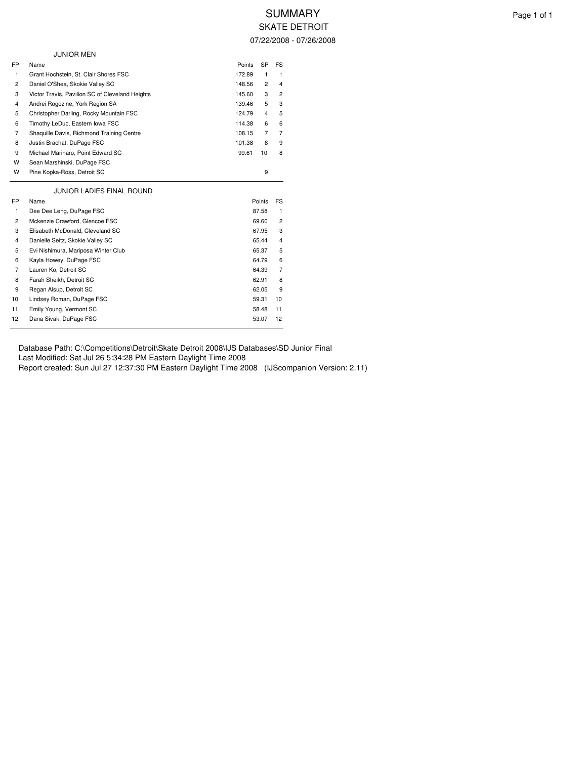# SUMMARY

## SKATE DETROIT

07/22/2008 - 07/26/2008

### JUNIOR MEN

| FP | Name | Points | SP | FS |
|---|---|---|---|---|
| 1 | Grant Hochstein, St. Clair Shores FSC | 172.89 | 1 | 1 |
| 2 | Daniel O'Shea, Skokie Valley SC | 148.56 | 2 | 4 |
| 3 | Victor Travis, Pavilion SC of Cleveland Heights | 145.60 | 3 | 2 |
| 4 | Andrei Rogozine, York Region SA | 139.46 | 5 | 3 |
| 5 | Christopher Darling, Rocky Mountain FSC | 124.79 | 4 | 5 |
| 6 | Timothy LeDuc, Eastern Iowa FSC | 114.38 | 6 | 6 |
| 7 | Shaquille Davis, Richmond Training Centre | 108.15 | 7 | 7 |
| 8 | Justin Brachat, DuPage FSC | 101.38 | 8 | 9 |
| 9 | Michael Marinaro, Point Edward SC | 99.61 | 10 | 8 |
| W | Sean Marshinski, DuPage FSC | | | |
| W | Pine Kopka-Ross, Detroit SC | | 9 | |

### JUNIOR LADIES FINAL ROUND

| FP | Name | Points | FS |
|---|---|---|---|
| 1 | Dee Dee Leng, DuPage FSC | 87.58 | 1 |
| 2 | Mckenzie Crawford, Glencoe FSC | 69.60 | 2 |
| 3 | Elisabeth McDonald, Cleveland SC | 67.95 | 3 |
| 4 | Danielle Seitz, Skokie Valley SC | 65.44 | 4 |
| 5 | Evi Nishimura, Mariposa Winter Club | 65.37 | 5 |
| 6 | Kayla Howey, DuPage FSC | 64.79 | 6 |
| 7 | Lauren Ko, Detroit SC | 64.39 | 7 |
| 8 | Farah Sheikh, Detroit SC | 62.91 | 8 |
| 9 | Regan Alsup, Detroit SC | 62.05 | 9 |
| 10 | Lindsey Roman, DuPage FSC | 59.31 | 10 |
| 11 | Emily Young, Vermont SC | 58.48 | 11 |
| 12 | Dana Sivak, DuPage FSC | 53.07 | 12 |

Database Path: C:\Competitions\Detroit\Skate Detroit 2008\IJS Databases\SD Junior Final
Last Modified: Sat Jul 26 5:34:28 PM Eastern Daylight Time 2008
Report created: Sun Jul 27 12:37:30 PM Eastern Daylight Time 2008 (IJScompanion Version: 2.11)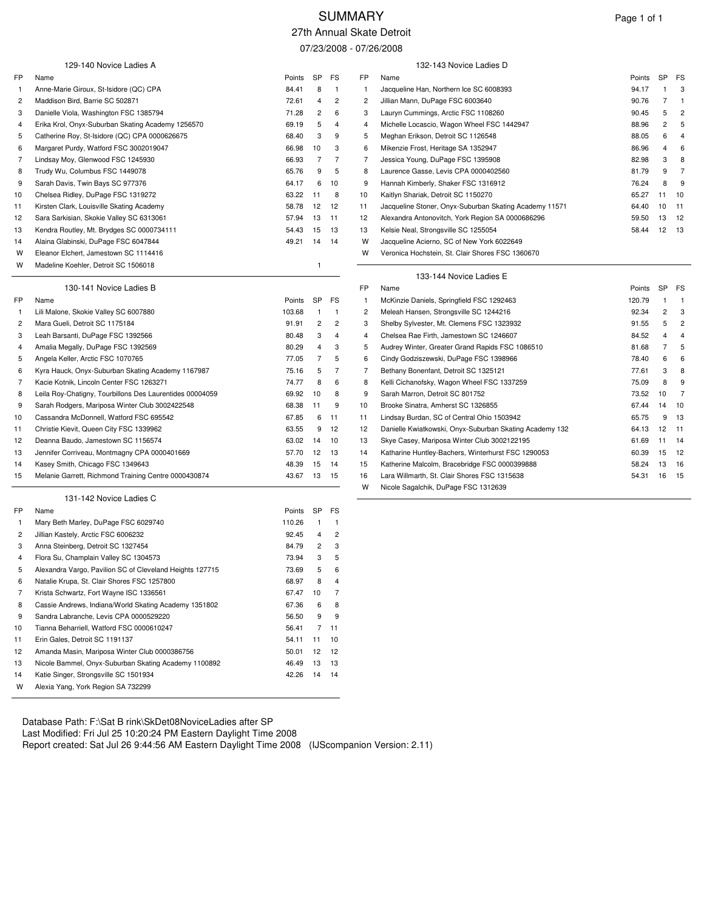# SUMMARY

## 27th Annual Skate Detroit

07/23/2008 - 07/26/2008

### 129-140 Novice Ladies A

| FP | Name | Points | SP | FS |
|---|---|---|---|---|
| 1 | Anne-Marie Giroux, St-Isidore (QC) CPA | 84.41 | 8 | 1 |
| 2 | Maddison Bird, Barrie SC 502871 | 72.61 | 4 | 2 |
| 3 | Danielle Viola, Washington FSC 1385794 | 71.28 | 2 | 6 |
| 4 | Erika Krol, Onyx-Suburban Skating Academy 1256570 | 69.19 | 5 | 4 |
| 5 | Catherine Roy, St-Isidore (QC) CPA 0000626675 | 68.40 | 3 | 9 |
| 6 | Margaret Purdy, Watford FSC 3002019047 | 66.98 | 10 | 3 |
| 7 | Lindsay Moy, Glenwood FSC 1245930 | 66.93 | 7 | 7 |
| 8 | Trudy Wu, Columbus FSC 1449078 | 65.76 | 9 | 5 |
| 9 | Sarah Davis, Twin Bays SC 977376 | 64.17 | 6 | 10 |
| 10 | Chelsea Ridley, DuPage FSC 1319272 | 63.22 | 11 | 8 |
| 11 | Kirsten Clark, Louisville Skating Academy | 58.78 | 12 | 12 |
| 12 | Sara Sarkisian, Skokie Valley SC 6313061 | 57.94 | 13 | 11 |
| 13 | Kendra Routley, Mt. Brydges SC 0000734111 | 54.43 | 15 | 13 |
| 14 | Alaina Glabinski, DuPage FSC 6047844 | 49.21 | 14 | 14 |
| W | Eleanor Elchert, Jamestown SC 1114416 | | | |
| W | Madeline Koehler, Detroit SC 1506018 | | 1 | |

### 130-141 Novice Ladies B

| FP | Name | Points | SP | FS |
|---|---|---|---|---|
| 1 | Lili Malone, Skokie Valley SC 6007880 | 103.68 | 1 | 1 |
| 2 | Mara Gueli, Detroit SC 1175184 | 91.91 | 2 | 2 |
| 3 | Leah Barsanti, DuPage FSC 1392566 | 80.48 | 3 | 4 |
| 4 | Amalia Megally, DuPage FSC 1392569 | 80.29 | 4 | 3 |
| 5 | Angela Keller, Arctic FSC 1070765 | 77.05 | 7 | 5 |
| 6 | Kyra Hauck, Onyx-Suburban Skating Academy 1167987 | 75.16 | 5 | 7 |
| 7 | Kacie Kotnik, Lincoln Center FSC 1263271 | 74.77 | 8 | 6 |
| 8 | Leila Roy-Chatigny, Tourbillons Des Laurentides 00004059 | 69.92 | 10 | 8 |
| 9 | Sarah Rodgers, Mariposa Winter Club 3002422548 | 68.38 | 11 | 9 |
| 10 | Cassandra McDonnell, Watford FSC 695542 | 67.85 | 6 | 11 |
| 11 | Christie Kievit, Queen City FSC 1339962 | 63.55 | 9 | 12 |
| 12 | Deanna Baudo, Jamestown SC 1156574 | 63.02 | 14 | 10 |
| 13 | Jennifer Corriveau, Montmagny CPA 0000401669 | 57.70 | 12 | 13 |
| 14 | Kasey Smith, Chicago FSC 1349643 | 48.39 | 15 | 14 |
| 15 | Melanie Garrett, Richmond Training Centre 0000430874 | 43.67 | 13 | 15 |

### 131-142 Novice Ladies C

| FP | Name | Points | SP | FS |
|---|---|---|---|---|
| 1 | Mary Beth Marley, DuPage FSC 6029740 | 110.26 | 1 | 1 |
| 2 | Jillian Kastely, Arctic FSC 6006232 | 92.45 | 4 | 2 |
| 3 | Anna Steinberg, Detroit SC 1327454 | 84.79 | 2 | 3 |
| 4 | Flora Su, Champlain Valley SC 1304573 | 73.94 | 3 | 5 |
| 5 | Alexandra Vargo, Pavilion SC of Cleveland Heights 127715 | 73.69 | 5 | 6 |
| 6 | Natalie Krupa, St. Clair Shores FSC 1257800 | 68.97 | 8 | 4 |
| 7 | Krista Schwartz, Fort Wayne ISC 1336561 | 67.47 | 10 | 7 |
| 8 | Cassie Andrews, Indiana/World Skating Academy 1351802 | 67.36 | 6 | 8 |
| 9 | Sandra Labranche, Levis CPA 0000529220 | 56.50 | 9 | 9 |
| 10 | Tianna Beharriell, Watford FSC 0000610247 | 56.41 | 7 | 11 |
| 11 | Erin Gales, Detroit SC 1191137 | 54.11 | 11 | 10 |
| 12 | Amanda Masin, Mariposa Winter Club 0000386756 | 50.01 | 12 | 12 |
| 13 | Nicole Bammel, Onyx-Suburban Skating Academy 1100892 | 46.49 | 13 | 13 |
| 14 | Katie Singer, Strongsville SC 1501934 | 42.26 | 14 | 14 |
| W | Alexia Yang, York Region SA 732299 | | | |

### 132-143 Novice Ladies D

| FP | Name | Points | SP | FS |
|---|---|---|---|---|
| 1 | Jacqueline Han, Northern Ice SC 6008393 | 94.17 | 1 | 3 |
| 2 | Jillian Mann, DuPage FSC 6003640 | 90.76 | 7 | 1 |
| 3 | Lauryn Cummings, Arctic FSC 1108260 | 90.45 | 5 | 2 |
| 4 | Michelle Locascio, Wagon Wheel FSC 1442947 | 88.96 | 2 | 5 |
| 5 | Meghan Erikson, Detroit SC 1126548 | 88.05 | 6 | 4 |
| 6 | Mikenzie Frost, Heritage SA 1352947 | 86.96 | 4 | 6 |
| 7 | Jessica Young, DuPage FSC 1395908 | 82.98 | 3 | 8 |
| 8 | Laurence Gasse, Levis CPA 0000402560 | 81.79 | 9 | 7 |
| 9 | Hannah Kimberly, Shaker FSC 1316912 | 76.24 | 8 | 9 |
| 10 | Kaitlyn Shariak, Detroit SC 1150270 | 65.27 | 11 | 10 |
| 11 | Jacqueline Stoner, Onyx-Suburban Skating Academy 11571 | 64.40 | 10 | 11 |
| 12 | Alexandra Antonovitch, York Region SA 0000686296 | 59.50 | 13 | 12 |
| 13 | Kelsie Neal, Strongsville SC 1255054 | 58.44 | 12 | 13 |
| W | Jacqueline Acierno, SC of New York 6022649 | | | |
| W | Veronica Hochstein, St. Clair Shores FSC 1360670 | | | |

### 133-144 Novice Ladies E

| FP | Name | Points | SP | FS |
|---|---|---|---|---|
| 1 | McKinzie Daniels, Springfield FSC 1292463 | 120.79 | 1 | 1 |
| 2 | Meleah Hansen, Strongsville SC 1244216 | 92.34 | 2 | 3 |
| 3 | Shelby Sylvester, Mt. Clemens FSC 1323932 | 91.55 | 5 | 2 |
| 4 | Chelsea Rae Firth, Jamestown SC 1246607 | 84.52 | 4 | 4 |
| 5 | Audrey Winter, Greater Grand Rapids FSC 1086510 | 81.68 | 7 | 5 |
| 6 | Cindy Godziszewski, DuPage FSC 1398966 | 78.40 | 6 | 6 |
| 7 | Bethany Bonenfant, Detroit SC 1325121 | 77.61 | 3 | 8 |
| 8 | Kelli Cichanofsky, Wagon Wheel FSC 1337259 | 75.09 | 8 | 9 |
| 9 | Sarah Marron, Detroit SC 801752 | 73.52 | 10 | 7 |
| 10 | Brooke Sinatra, Amherst SC 1326855 | 67.44 | 14 | 10 |
| 11 | Lindsay Burdan, SC of Central Ohio 1503942 | 65.75 | 9 | 13 |
| 12 | Danielle Kwiatkowski, Onyx-Suburban Skating Academy 132 | 64.13 | 12 | 11 |
| 13 | Skye Casey, Mariposa Winter Club 3002122195 | 61.69 | 11 | 14 |
| 14 | Katharine Huntley-Bachers, Winterhurst FSC 1290053 | 60.39 | 15 | 12 |
| 15 | Katherine Malcolm, Bracebridge FSC 0000399888 | 58.24 | 13 | 16 |
| 16 | Lara Willmarth, St. Clair Shores FSC 1315638 | 54.31 | 16 | 15 |
| W | Nicole Sagalchik, DuPage FSC 1312639 | | | |

Database Path: F:\Sat B rink\SkDet08NoviceLadies after SP
Last Modified: Fri Jul 25 10:20:24 PM Eastern Daylight Time 2008
Report created: Sat Jul 26 9:44:56 AM Eastern Daylight Time 2008 (IJScompanion Version: 2.11)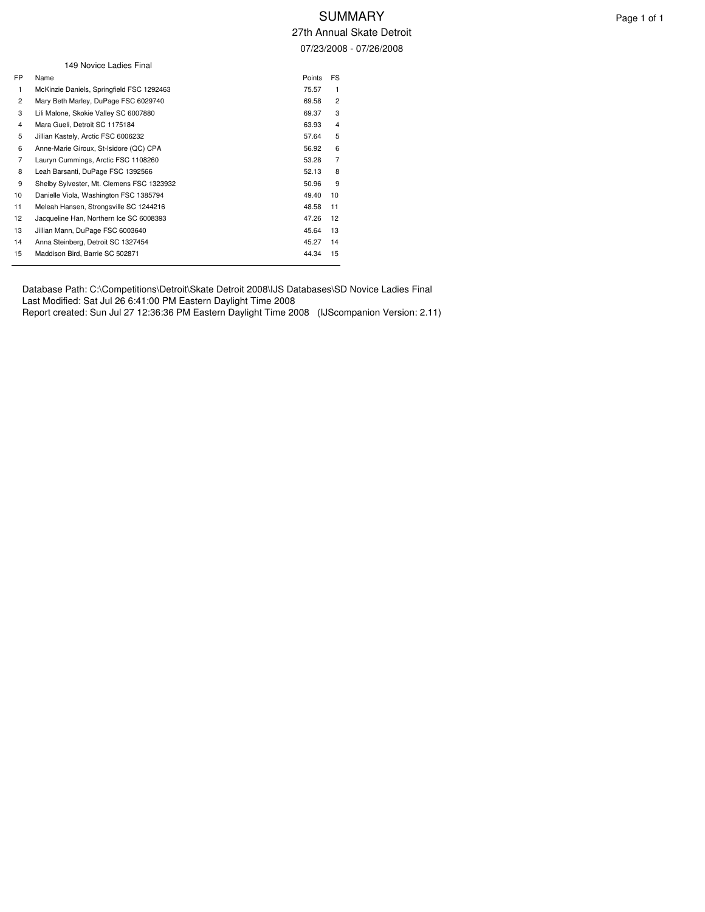# SUMMARY

## 27th Annual Skate Detroit

07/23/2008 - 07/26/2008

149 Novice Ladies Final

| FP | Name | Points | FS |
|---|---|---|---|
| 1 | McKinzie Daniels, Springfield FSC 1292463 | 75.57 | 1 |
| 2 | Mary Beth Marley, DuPage FSC 6029740 | 69.58 | 2 |
| 3 | Lili Malone, Skokie Valley SC 6007880 | 69.37 | 3 |
| 4 | Mara Gueli, Detroit SC 1175184 | 63.93 | 4 |
| 5 | Jillian Kastely, Arctic FSC 6006232 | 57.64 | 5 |
| 6 | Anne-Marie Giroux, St-Isidore (QC) CPA | 56.92 | 6 |
| 7 | Lauryn Cummings, Arctic FSC 1108260 | 53.28 | 7 |
| 8 | Leah Barsanti, DuPage FSC 1392566 | 52.13 | 8 |
| 9 | Shelby Sylvester, Mt. Clemens FSC 1323932 | 50.96 | 9 |
| 10 | Danielle Viola, Washington FSC 1385794 | 49.40 | 10 |
| 11 | Meleah Hansen, Strongsville SC 1244216 | 48.58 | 11 |
| 12 | Jacqueline Han, Northern Ice SC 6008393 | 47.26 | 12 |
| 13 | Jillian Mann, DuPage FSC 6003640 | 45.64 | 13 |
| 14 | Anna Steinberg, Detroit SC 1327454 | 45.27 | 14 |
| 15 | Maddison Bird, Barrie SC 502871 | 44.34 | 15 |

Database Path: C:\Competitions\Detroit\Skate Detroit 2008\IJS Databases\SD Novice Ladies Final
Last Modified: Sat Jul 26 6:41:00 PM Eastern Daylight Time 2008
Report created: Sun Jul 27 12:36:36 PM Eastern Daylight Time 2008 (IJScompanion Version: 2.11)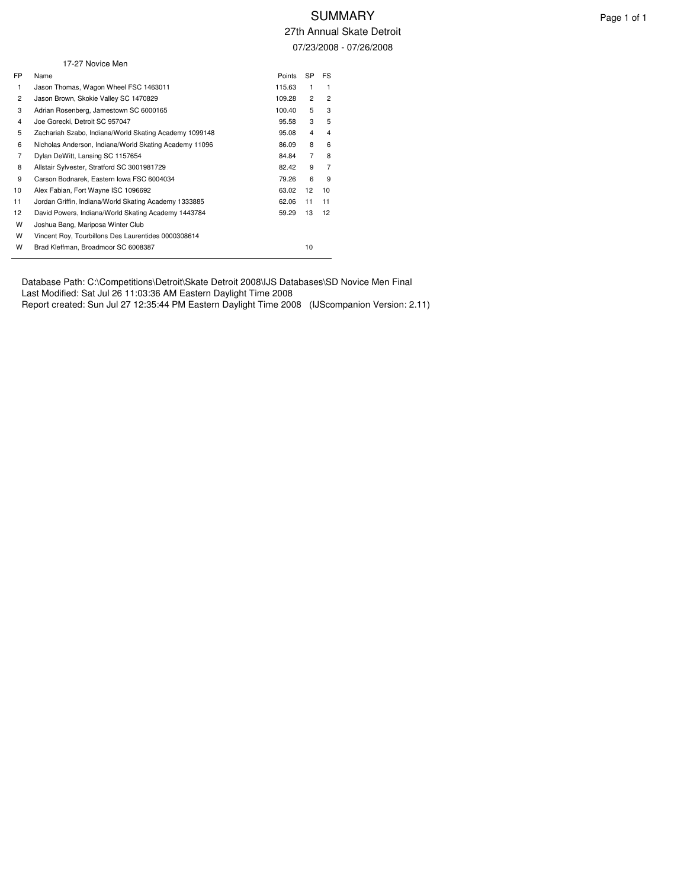# SUMMARY

## 27th Annual Skate Detroit

07/23/2008 - 07/26/2008

### 17-27 Novice Men

| FP | Name | Points | SP | FS |
|---|---|---|---|---|
| 1 | Jason Thomas, Wagon Wheel FSC 1463011 | 115.63 | 1 | 1 |
| 2 | Jason Brown, Skokie Valley SC 1470829 | 109.28 | 2 | 2 |
| 3 | Adrian Rosenberg, Jamestown SC 6000165 | 100.40 | 5 | 3 |
| 4 | Joe Gorecki, Detroit SC 957047 | 95.58 | 3 | 5 |
| 5 | Zachariah Szabo, Indiana/World Skating Academy 1099148 | 95.08 | 4 | 4 |
| 6 | Nicholas Anderson, Indiana/World Skating Academy 11096 | 86.09 | 8 | 6 |
| 7 | Dylan DeWitt, Lansing SC 1157654 | 84.84 | 7 | 8 |
| 8 | Allstair Sylvester, Stratford SC 3001981729 | 82.42 | 9 | 7 |
| 9 | Carson Bodnarek, Eastern Iowa FSC 6004034 | 79.26 | 6 | 9 |
| 10 | Alex Fabian, Fort Wayne ISC 1096692 | 63.02 | 12 | 10 |
| 11 | Jordan Griffin, Indiana/World Skating Academy 1333885 | 62.06 | 11 | 11 |
| 12 | David Powers, Indiana/World Skating Academy 1443784 | 59.29 | 13 | 12 |
| W | Joshua Bang, Mariposa Winter Club | | | |
| W | Vincent Roy, Tourbillons Des Laurentides 0000308614 | | | |
| W | Brad Kleffman, Broadmoor SC 6008387 | | 10 | |

Database Path: C:\Competitions\Detroit\Skate Detroit 2008\IJS Databases\SD Novice Men Final
Last Modified: Sat Jul 26 11:03:36 AM Eastern Daylight Time 2008
Report created: Sun Jul 27 12:35:44 PM Eastern Daylight Time 2008 (IJScompanion Version: 2.11)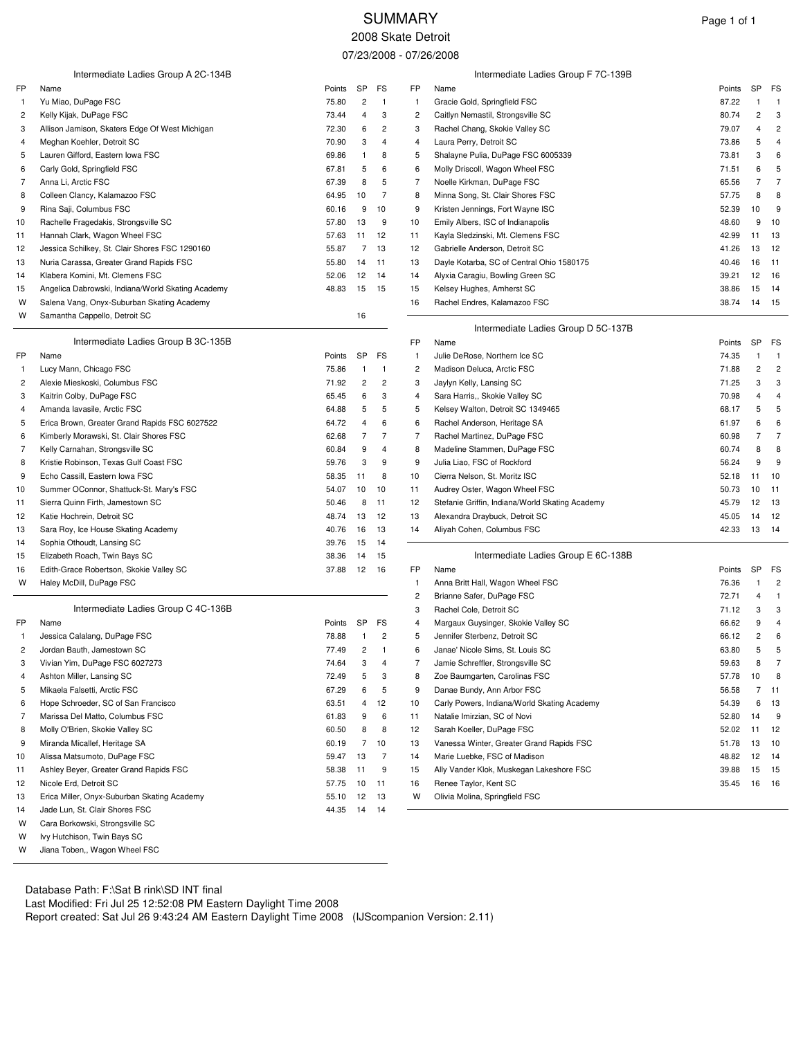# SUMMARY

## 2008 Skate Detroit

07/23/2008 - 07/26/2008

### Intermediate Ladies Group A 2C-134B

| FP | Name | Points | SP | FS |
|---|---|---|---|---|
| 1 | Yu Miao, DuPage FSC | 75.80 | 2 | 1 |
| 2 | Kelly Kijak, DuPage FSC | 73.44 | 4 | 3 |
| 3 | Allison Jamison, Skaters Edge Of West Michigan | 72.30 | 6 | 2 |
| 4 | Meghan Koehler, Detroit SC | 70.90 | 3 | 4 |
| 5 | Lauren Gifford, Eastern Iowa FSC | 69.86 | 1 | 8 |
| 6 | Carly Gold, Springfield FSC | 67.81 | 5 | 6 |
| 7 | Anna Li, Arctic FSC | 67.39 | 8 | 5 |
| 8 | Colleen Clancy, Kalamazoo FSC | 64.95 | 10 | 7 |
| 9 | Rina Saji, Columbus FSC | 60.16 | 9 | 10 |
| 10 | Rachelle Fragedakis, Strongsville SC | 57.80 | 13 | 9 |
| 11 | Hannah Clark, Wagon Wheel FSC | 57.63 | 11 | 12 |
| 12 | Jessica Schilkey, St. Clair Shores FSC 1290160 | 55.87 | 7 | 13 |
| 13 | Nuria Carassa, Greater Grand Rapids FSC | 55.80 | 14 | 11 |
| 14 | Klabera Komini, Mt. Clemens FSC | 52.06 | 12 | 14 |
| 15 | Angelica Dabrowski, Indiana/World Skating Academy | 48.83 | 15 | 15 |
| W | Salena Vang, Onyx-Suburban Skating Academy | | | |
| W | Samantha Cappello, Detroit SC | | 16 | |

### Intermediate Ladies Group B 3C-135B

| FP | Name | Points | SP | FS |
|---|---|---|---|---|
| 1 | Lucy Mann, Chicago FSC | 75.86 | 1 | 1 |
| 2 | Alexie Mieskoski, Columbus FSC | 71.92 | 2 | 2 |
| 3 | Kaitrin Colby, DuPage FSC | 65.45 | 6 | 3 |
| 4 | Amanda Iavasile, Arctic FSC | 64.88 | 5 | 5 |
| 5 | Erica Brown, Greater Grand Rapids FSC 6027522 | 64.72 | 4 | 6 |
| 6 | Kimberly Morawski, St. Clair Shores FSC | 62.68 | 7 | 7 |
| 7 | Kelly Carnahan, Strongsville SC | 60.84 | 9 | 4 |
| 8 | Kristie Robinson, Texas Gulf Coast FSC | 59.76 | 3 | 9 |
| 9 | Echo Cassill, Eastern Iowa FSC | 58.35 | 11 | 8 |
| 10 | Summer OConnor, Shattuck-St. Mary's FSC | 54.07 | 10 | 10 |
| 11 | Sierra Quinn Firth, Jamestown SC | 50.46 | 8 | 11 |
| 12 | Katie Hochrein, Detroit SC | 48.74 | 13 | 12 |
| 13 | Sara Roy, Ice House Skating Academy | 40.76 | 16 | 13 |
| 14 | Sophia Othoudt, Lansing SC | 39.76 | 15 | 14 |
| 15 | Elizabeth Roach, Twin Bays SC | 38.36 | 14 | 15 |
| 16 | Edith-Grace Robertson, Skokie Valley SC | 37.88 | 12 | 16 |
| W | Haley McDill, DuPage FSC | | | |

### Intermediate Ladies Group C 4C-136B

| FP | Name | Points | SP | FS |
|---|---|---|---|---|
| 1 | Jessica Calalang, DuPage FSC | 78.88 | 1 | 2 |
| 2 | Jordan Bauth, Jamestown SC | 77.49 | 2 | 1 |
| 3 | Vivian Yim, DuPage FSC 6027273 | 74.64 | 3 | 4 |
| 4 | Ashton Miller, Lansing SC | 72.49 | 5 | 3 |
| 5 | Mikaela Falsetti, Arctic FSC | 67.29 | 6 | 5 |
| 6 | Hope Schroeder, SC of San Francisco | 63.51 | 4 | 12 |
| 7 | Marissa Del Matto, Columbus FSC | 61.83 | 9 | 6 |
| 8 | Molly O'Brien, Skokie Valley SC | 60.50 | 8 | 8 |
| 9 | Miranda Micallef, Heritage SA | 60.19 | 7 | 10 |
| 10 | Alissa Matsumoto, DuPage FSC | 59.47 | 13 | 7 |
| 11 | Ashley Beyer, Greater Grand Rapids FSC | 58.38 | 11 | 9 |
| 12 | Nicole Erd, Detroit SC | 57.75 | 10 | 11 |
| 13 | Erica Miller, Onyx-Suburban Skating Academy | 55.10 | 12 | 13 |
| 14 | Jade Lun, St. Clair Shores FSC | 44.35 | 14 | 14 |
| W | Cara Borkowski, Strongsville SC | | | |
| W | Ivy Hutchison, Twin Bays SC | | | |
| W | Jiana Toben,, Wagon Wheel FSC | | | |

### Intermediate Ladies Group F 7C-139B

| FP | Name | Points | SP | FS |
|---|---|---|---|---|
| 1 | Gracie Gold, Springfield FSC | 87.22 | 1 | 1 |
| 2 | Caitlyn Nemastil, Strongsville SC | 80.74 | 2 | 3 |
| 3 | Rachel Chang, Skokie Valley SC | 79.07 | 4 | 2 |
| 4 | Laura Perry, Detroit SC | 73.86 | 5 | 4 |
| 5 | Shalayne Pulia, DuPage FSC 6005339 | 73.81 | 3 | 6 |
| 6 | Molly Driscoll, Wagon Wheel FSC | 71.51 | 6 | 5 |
| 7 | Noelle Kirkman, DuPage FSC | 65.56 | 7 | 7 |
| 8 | Minna Song, St. Clair Shores FSC | 57.75 | 8 | 8 |
| 9 | Kristen Jennings, Fort Wayne ISC | 52.39 | 10 | 9 |
| 10 | Emily Albers, ISC of Indianapolis | 48.60 | 9 | 10 |
| 11 | Kayla Sledzinski, Mt. Clemens FSC | 42.99 | 11 | 13 |
| 12 | Gabrielle Anderson, Detroit SC | 41.26 | 13 | 12 |
| 13 | Dayle Kotarba, SC of Central Ohio 1580175 | 40.46 | 16 | 11 |
| 14 | Alyxia Caragiu, Bowling Green SC | 39.21 | 12 | 16 |
| 15 | Kelsey Hughes, Amherst SC | 38.86 | 15 | 14 |
| 16 | Rachel Endres, Kalamazoo FSC | 38.74 | 14 | 15 |

### Intermediate Ladies Group D 5C-137B

| FP | Name | Points | SP | FS |
|---|---|---|---|---|
| 1 | Julie DeRose, Northern Ice SC | 74.35 | 1 | 1 |
| 2 | Madison Deluca, Arctic FSC | 71.88 | 2 | 2 |
| 3 | Jaylyn Kelly, Lansing SC | 71.25 | 3 | 3 |
| 4 | Sara Harris,, Skokie Valley SC | 70.98 | 4 | 4 |
| 5 | Kelsey Walton, Detroit SC 1349465 | 68.17 | 5 | 5 |
| 6 | Rachel Anderson, Heritage SA | 61.97 | 6 | 6 |
| 7 | Rachel Martinez, DuPage FSC | 60.98 | 7 | 7 |
| 8 | Madeline Stammen, DuPage FSC | 60.74 | 8 | 8 |
| 9 | Julia Liao, FSC of Rockford | 56.24 | 9 | 9 |
| 10 | Cierra Nelson, St. Moritz ISC | 52.18 | 11 | 10 |
| 11 | Audrey Oster, Wagon Wheel FSC | 50.73 | 10 | 11 |
| 12 | Stefanie Griffin, Indiana/World Skating Academy | 45.79 | 12 | 13 |
| 13 | Alexandra Draybuck, Detroit SC | 45.05 | 14 | 12 |
| 14 | Aliyah Cohen, Columbus FSC | 42.33 | 13 | 14 |

### Intermediate Ladies Group E 6C-138B

| FP | Name | Points | SP | FS |
|---|---|---|---|---|
| 1 | Anna Britt Hall, Wagon Wheel FSC | 76.36 | 1 | 2 |
| 2 | Brianne Safer, DuPage FSC | 72.71 | 4 | 1 |
| 3 | Rachel Cole, Detroit SC | 71.12 | 3 | 3 |
| 4 | Margaux Guysinger, Skokie Valley SC | 66.62 | 9 | 4 |
| 5 | Jennifer Sterbenz, Detroit SC | 66.12 | 2 | 6 |
| 6 | Janae' Nicole Sims, St. Louis SC | 63.80 | 5 | 5 |
| 7 | Jamie Schreffler, Strongsville SC | 59.63 | 8 | 7 |
| 8 | Zoe Baumgarten, Carolinas FSC | 57.78 | 10 | 8 |
| 9 | Danae Bundy, Ann Arbor FSC | 56.58 | 7 | 11 |
| 10 | Carly Powers, Indiana/World Skating Academy | 54.39 | 6 | 13 |
| 11 | Natalie Imirzian, SC of Novi | 52.80 | 14 | 9 |
| 12 | Sarah Koeller, DuPage FSC | 52.02 | 11 | 12 |
| 13 | Vanessa Winter, Greater Grand Rapids FSC | 51.78 | 13 | 10 |
| 14 | Marie Luebke, FSC of Madison | 48.82 | 12 | 14 |
| 15 | Ally Vander Klok, Muskegan Lakeshore FSC | 39.88 | 15 | 15 |
| 16 | Renee Taylor, Kent SC | 35.45 | 16 | 16 |
| W | Olivia Molina, Springfield FSC | | | |

Database Path: F:\Sat B rink\SD INT final
Last Modified: Fri Jul 25 12:52:08 PM Eastern Daylight Time 2008
Report created: Sat Jul 26 9:43:24 AM Eastern Daylight Time 2008 (IJScompanion Version: 2.11)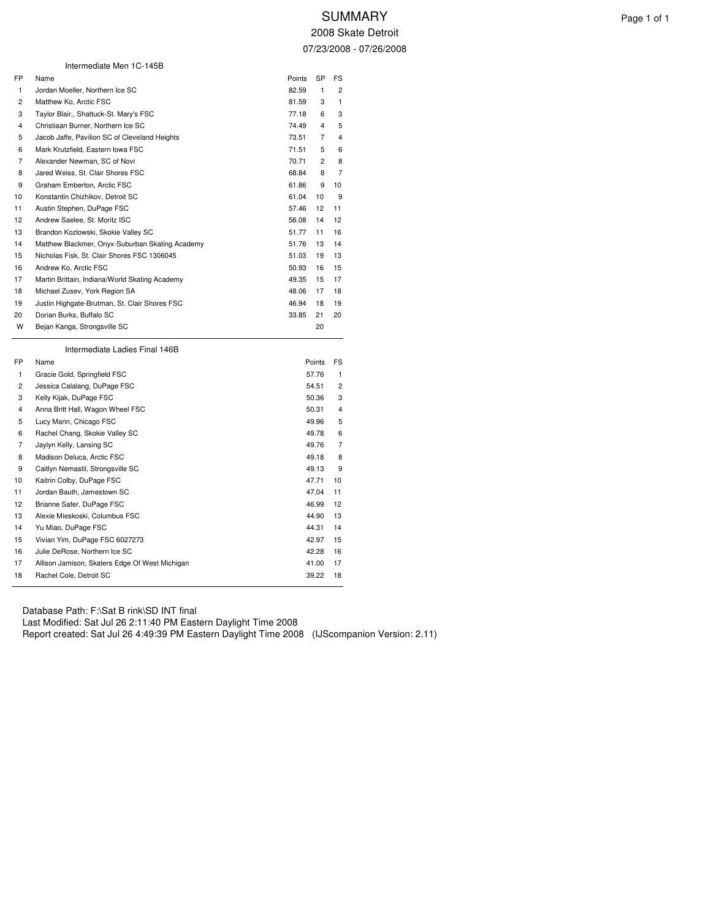# SUMMARY

## 2008 Skate Detroit

07/23/2008 - 07/26/2008

### Intermediate Men 1C-145B

| FP | Name | Points | SP | FS |
|---|---|---|---|---|
| 1 | Jordan Moeller, Northern Ice SC | 82.59 | 1 | 2 |
| 2 | Matthew Ko, Arctic FSC | 81.59 | 3 | 1 |
| 3 | Taylor Blair,, Shattuck-St. Mary's FSC | 77.18 | 6 | 3 |
| 4 | Christiaan Burner, Northern Ice SC | 74.49 | 4 | 5 |
| 5 | Jacob Jaffe, Pavilion SC of Cleveland Heights | 73.51 | 7 | 4 |
| 6 | Mark Krutzfield, Eastern Iowa FSC | 71.51 | 5 | 6 |
| 7 | Alexander Newman, SC of Novi | 70.71 | 2 | 8 |
| 8 | Jared Weiss, St. Clair Shores FSC | 68.84 | 8 | 7 |
| 9 | Graham Emberton, Arctic FSC | 61.86 | 9 | 10 |
| 10 | Konstantin Chizhikov, Detroit SC | 61.04 | 10 | 9 |
| 11 | Austin Stephen, DuPage FSC | 57.46 | 12 | 11 |
| 12 | Andrew Saelee, St. Moritz ISC | 56.08 | 14 | 12 |
| 13 | Brandon Kozlowski, Skokie Valley SC | 51.77 | 11 | 16 |
| 14 | Matthew Blackmer, Onyx-Suburban Skating Academy | 51.76 | 13 | 14 |
| 15 | Nicholas Fisk, St. Clair Shores FSC 1306045 | 51.03 | 19 | 13 |
| 16 | Andrew Ko, Arctic FSC | 50.93 | 16 | 15 |
| 17 | Martin Brittain, Indiana/World Skating Academy | 49.35 | 15 | 17 |
| 18 | Michael Zusev, York Region SA | 48.06 | 17 | 18 |
| 19 | Justin Highgate-Brutman, St. Clair Shores FSC | 46.94 | 18 | 19 |
| 20 | Dorian Burks, Buffalo SC | 33.85 | 21 | 20 |
| W | Bejan Kanga, Strongsville SC | | 20 | |

### Intermediate Ladies Final 146B

| FP | Name | Points | FS |
|---|---|---|---|
| 1 | Gracie Gold, Springfield FSC | 57.76 | 1 |
| 2 | Jessica Calalang, DuPage FSC | 54.51 | 2 |
| 3 | Kelly Kijak, DuPage FSC | 50.36 | 3 |
| 4 | Anna Britt Hall, Wagon Wheel FSC | 50.31 | 4 |
| 5 | Lucy Mann, Chicago FSC | 49.96 | 5 |
| 6 | Rachel Chang, Skokie Valley SC | 49.78 | 6 |
| 7 | Jaylyn Kelly, Lansing SC | 49.76 | 7 |
| 8 | Madison Deluca, Arctic FSC | 49.18 | 8 |
| 9 | Caitlyn Nemastil, Strongsville SC | 49.13 | 9 |
| 10 | Kaitrin Colby, DuPage FSC | 47.71 | 10 |
| 11 | Jordan Bauth, Jamestown SC | 47.04 | 11 |
| 12 | Brianne Safer, DuPage FSC | 46.99 | 12 |
| 13 | Alexie Mieskoski, Columbus FSC | 44.90 | 13 |
| 14 | Yu Miao, DuPage FSC | 44.31 | 14 |
| 15 | Vivian Yim, DuPage FSC 6027273 | 42.97 | 15 |
| 16 | Julie DeRose, Northern Ice SC | 42.28 | 16 |
| 17 | Allison Jamison, Skaters Edge Of West Michigan | 41.00 | 17 |
| 18 | Rachel Cole, Detroit SC | 39.22 | 18 |

Database Path: F:\Sat B rink\SD INT final
Last Modified: Sat Jul 26 2:11:40 PM Eastern Daylight Time 2008
Report created: Sat Jul 26 4:49:39 PM Eastern Daylight Time 2008 (IJScompanion Version: 2.11)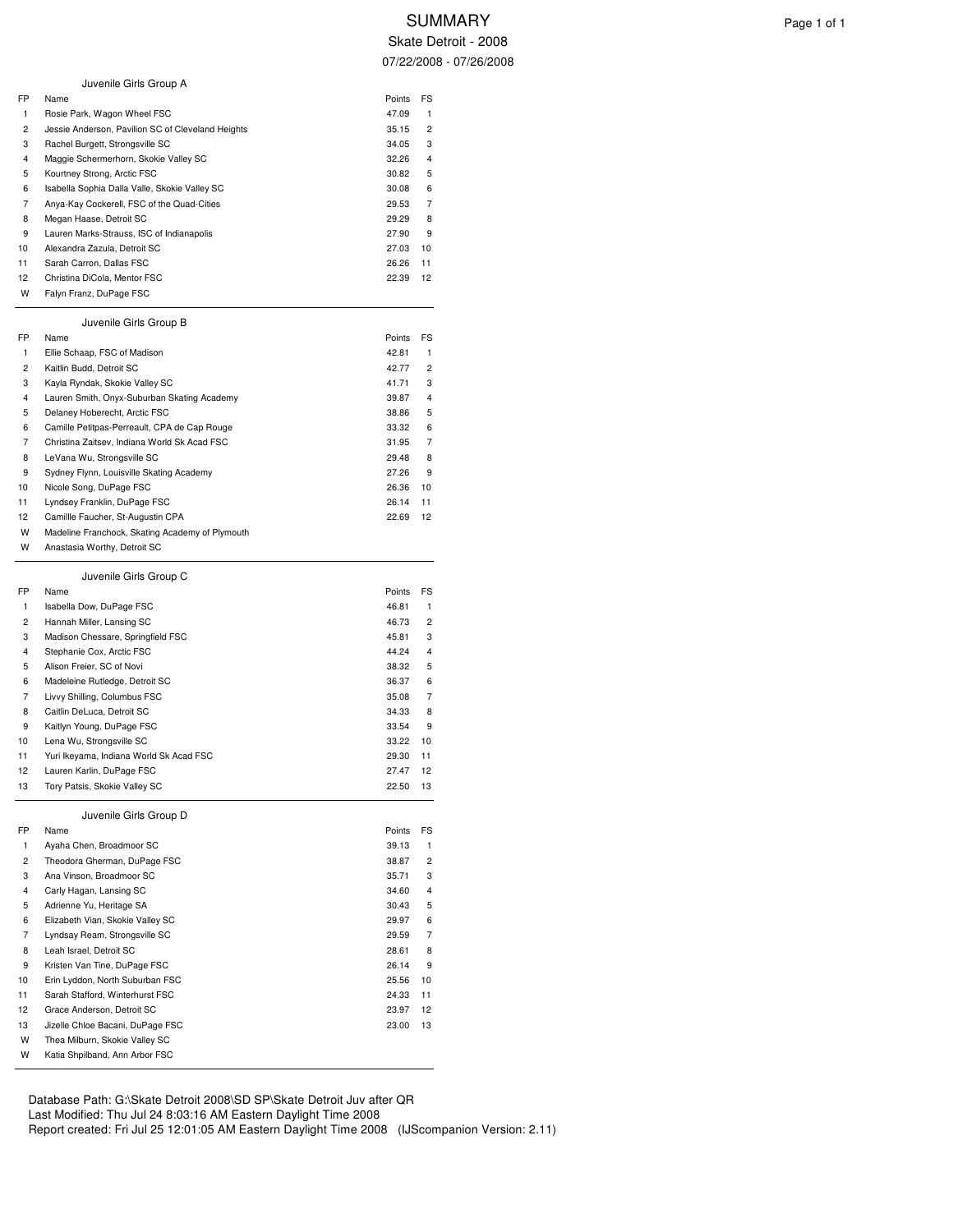# SUMMARY

## Skate Detroit - 2008

07/22/2008 - 07/26/2008

### Juvenile Girls Group A

| FP | Name | Points | FS |
|---|---|---|---|
| 1 | Rosie Park, Wagon Wheel FSC | 47.09 | 1 |
| 2 | Jessie Anderson, Pavilion SC of Cleveland Heights | 35.15 | 2 |
| 3 | Rachel Burgett, Strongsville SC | 34.05 | 3 |
| 4 | Maggie Schermerhorn, Skokie Valley SC | 32.26 | 4 |
| 5 | Kourtney Strong, Arctic FSC | 30.82 | 5 |
| 6 | Isabella Sophia Dalla Valle, Skokie Valley SC | 30.08 | 6 |
| 7 | Anya-Kay Cockerell, FSC of the Quad-Cities | 29.53 | 7 |
| 8 | Megan Haase, Detroit SC | 29.29 | 8 |
| 9 | Lauren Marks-Strauss, ISC of Indianapolis | 27.90 | 9 |
| 10 | Alexandra Zazula, Detroit SC | 27.03 | 10 |
| 11 | Sarah Carron, Dallas FSC | 26.26 | 11 |
| 12 | Christina DiCola, Mentor FSC | 22.39 | 12 |
| W | Falyn Franz, DuPage FSC | | |

### Juvenile Girls Group B

| FP | Name | Points | FS |
|---|---|---|---|
| 1 | Ellie Schaap, FSC of Madison | 42.81 | 1 |
| 2 | Kaitlin Budd, Detroit SC | 42.77 | 2 |
| 3 | Kayla Ryndak, Skokie Valley SC | 41.71 | 3 |
| 4 | Lauren Smith, Onyx-Suburban Skating Academy | 39.87 | 4 |
| 5 | Delaney Hoberecht, Arctic FSC | 38.86 | 5 |
| 6 | Camille Petitpas-Perreault, CPA de Cap Rouge | 33.32 | 6 |
| 7 | Christina Zaitsev, Indiana World Sk Acad FSC | 31.95 | 7 |
| 8 | LeVana Wu, Strongsville SC | 29.48 | 8 |
| 9 | Sydney Flynn, Louisville Skating Academy | 27.26 | 9 |
| 10 | Nicole Song, DuPage FSC | 26.36 | 10 |
| 11 | Lyndsey Franklin, DuPage FSC | 26.14 | 11 |
| 12 | Camillle Faucher, St-Augustin CPA | 22.69 | 12 |
| W | Madeline Franchock, Skating Academy of Plymouth | | |
| W | Anastasia Worthy, Detroit SC | | |

### Juvenile Girls Group C

| FP | Name | Points | FS |
|---|---|---|---|
| 1 | Isabella Dow, DuPage FSC | 46.81 | 1 |
| 2 | Hannah Miller, Lansing SC | 46.73 | 2 |
| 3 | Madison Chessare, Springfield FSC | 45.81 | 3 |
| 4 | Stephanie Cox, Arctic FSC | 44.24 | 4 |
| 5 | Alison Freier, SC of Novi | 38.32 | 5 |
| 6 | Madeleine Rutledge, Detroit SC | 36.37 | 6 |
| 7 | Livvy Shilling, Columbus FSC | 35.08 | 7 |
| 8 | Caitlin DeLuca, Detroit SC | 34.33 | 8 |
| 9 | Kaitlyn Young, DuPage FSC | 33.54 | 9 |
| 10 | Lena Wu, Strongsville SC | 33.22 | 10 |
| 11 | Yuri Ikeyama, Indiana World Sk Acad FSC | 29.30 | 11 |
| 12 | Lauren Karlin, DuPage FSC | 27.47 | 12 |
| 13 | Tory Patsis, Skokie Valley SC | 22.50 | 13 |

### Juvenile Girls Group D

| FP | Name | Points | FS |
|---|---|---|---|
| 1 | Ayaha Chen, Broadmoor SC | 39.13 | 1 |
| 2 | Theodora Gherman, DuPage FSC | 38.87 | 2 |
| 3 | Ana Vinson, Broadmoor SC | 35.71 | 3 |
| 4 | Carly Hagan, Lansing SC | 34.60 | 4 |
| 5 | Adrienne Yu, Heritage SA | 30.43 | 5 |
| 6 | Elizabeth Vian, Skokie Valley SC | 29.97 | 6 |
| 7 | Lyndsay Ream, Strongsville SC | 29.59 | 7 |
| 8 | Leah Israel, Detroit SC | 28.61 | 8 |
| 9 | Kristen Van Tine, DuPage FSC | 26.14 | 9 |
| 10 | Erin Lyddon, North Suburban FSC | 25.56 | 10 |
| 11 | Sarah Stafford, Winterhurst FSC | 24.33 | 11 |
| 12 | Grace Anderson, Detroit SC | 23.97 | 12 |
| 13 | Jizelle Chloe Bacani, DuPage FSC | 23.00 | 13 |
| W | Thea Milburn, Skokie Valley SC | | |
| W | Katia Shpilband, Ann Arbor FSC | | |

Database Path: G:\Skate Detroit 2008\SD SP\Skate Detroit Juv after QR
Last Modified: Thu Jul 24 8:03:16 AM Eastern Daylight Time 2008
Report created: Fri Jul 25 12:01:05 AM Eastern Daylight Time 2008 (IJScompanion Version: 2.11)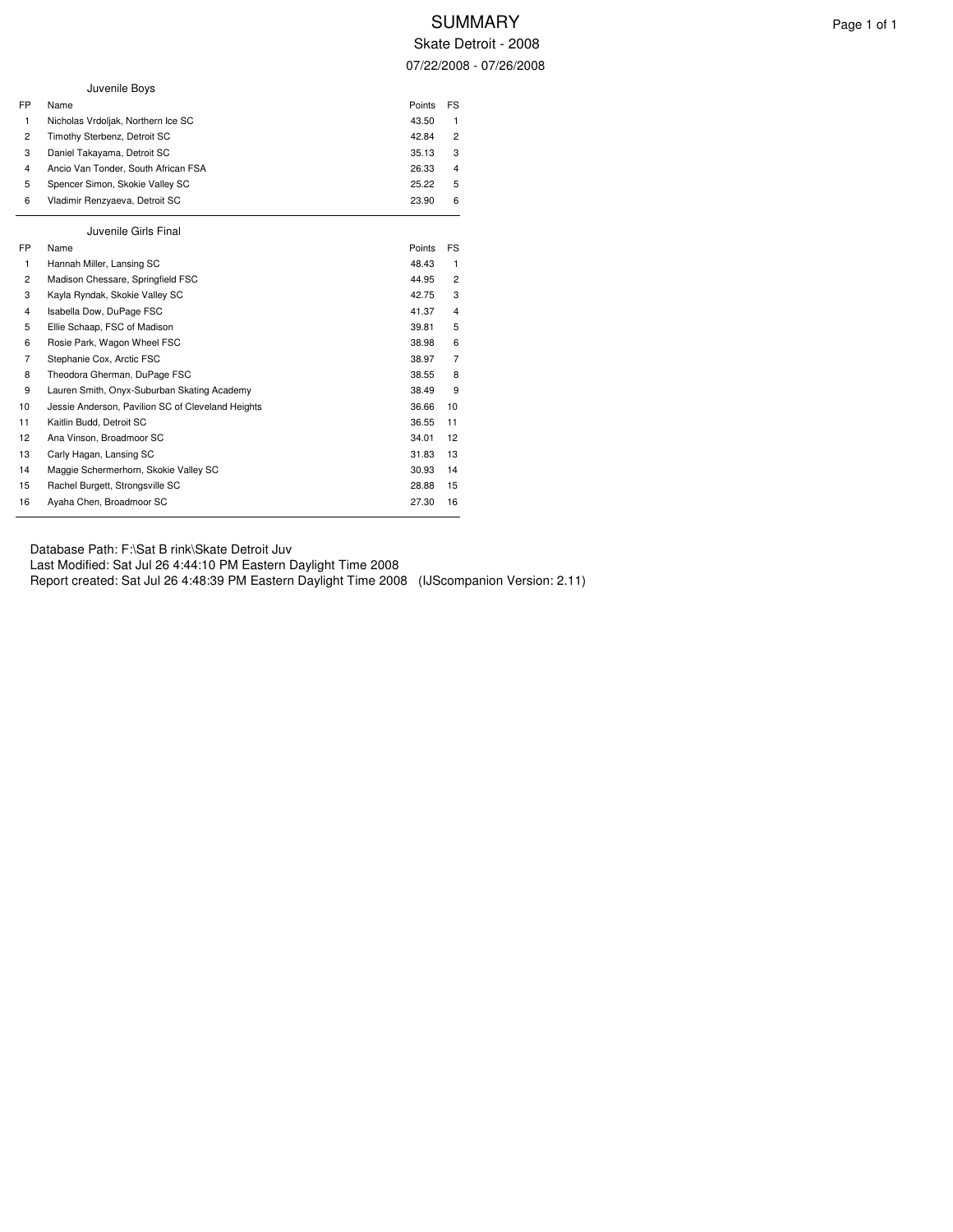# SUMMARY

## Skate Detroit - 2008

07/22/2008 - 07/26/2008

### Juvenile Boys

| FP | Name | Points | FS |
|---|---|---|---|
| 1 | Nicholas Vrdoljak, Northern Ice SC | 43.50 | 1 |
| 2 | Timothy Sterbenz, Detroit SC | 42.84 | 2 |
| 3 | Daniel Takayama, Detroit SC | 35.13 | 3 |
| 4 | Ancio Van Tonder, South African FSA | 26.33 | 4 |
| 5 | Spencer Simon, Skokie Valley SC | 25.22 | 5 |
| 6 | Vladimir Renzyaeva, Detroit SC | 23.90 | 6 |

### Juvenile Girls Final

| FP | Name | Points | FS |
|---|---|---|---|
| 1 | Hannah Miller, Lansing SC | 48.43 | 1 |
| 2 | Madison Chessare, Springfield FSC | 44.95 | 2 |
| 3 | Kayla Ryndak, Skokie Valley SC | 42.75 | 3 |
| 4 | Isabella Dow, DuPage FSC | 41.37 | 4 |
| 5 | Ellie Schaap, FSC of Madison | 39.81 | 5 |
| 6 | Rosie Park, Wagon Wheel FSC | 38.98 | 6 |
| 7 | Stephanie Cox, Arctic FSC | 38.97 | 7 |
| 8 | Theodora Gherman, DuPage FSC | 38.55 | 8 |
| 9 | Lauren Smith, Onyx-Suburban Skating Academy | 38.49 | 9 |
| 10 | Jessie Anderson, Pavilion SC of Cleveland Heights | 36.66 | 10 |
| 11 | Kaitlin Budd, Detroit SC | 36.55 | 11 |
| 12 | Ana Vinson, Broadmoor SC | 34.01 | 12 |
| 13 | Carly Hagan, Lansing SC | 31.83 | 13 |
| 14 | Maggie Schermerhorn, Skokie Valley SC | 30.93 | 14 |
| 15 | Rachel Burgett, Strongsville SC | 28.88 | 15 |
| 16 | Ayaha Chen, Broadmoor SC | 27.30 | 16 |

Database Path: F:\Sat B rink\Skate Detroit Juv
Last Modified: Sat Jul 26 4:44:10 PM Eastern Daylight Time 2008
Report created: Sat Jul 26 4:48:39 PM Eastern Daylight Time 2008 (IJScompanion Version: 2.11)